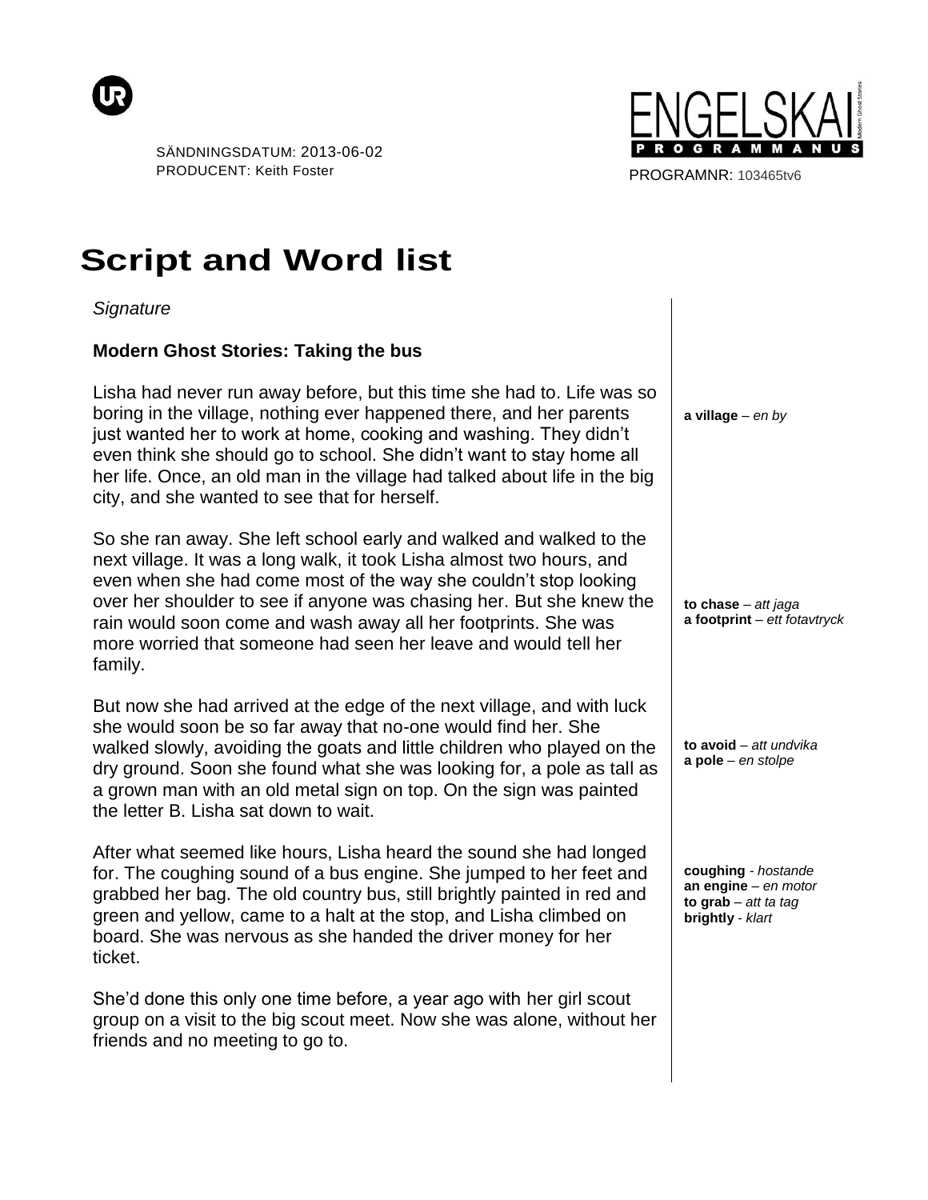SÄNDNINGSDATUM: 2013-06-02
PRODUCENT: Keith Foster

ENGELSKA I
PROGRAMMANUS

PROGRAMNR: 103465tv6

# Script and Word list

*Signature*

**Modern Ghost Stories: Taking the bus**

Lisha had never run away before, but this time she had to. Life was so boring in the village, nothing ever happened there, and her parents just wanted her to work at home, cooking and washing. They didn't even think she should go to school. She didn't want to stay home all her life. Once, an old man in the village had talked about life in the big city, and she wanted to see that for herself.

**a village** – *en by*

So she ran away. She left school early and walked and walked to the next village. It was a long walk, it took Lisha almost two hours, and even when she had come most of the way she couldn't stop looking over her shoulder to see if anyone was chasing her. But she knew the rain would soon come and wash away all her footprints. She was more worried that someone had seen her leave and would tell her family.

**to chase** – *att jaga*
**a footprint** – *ett fotavtryck*

But now she had arrived at the edge of the next village, and with luck she would soon be so far away that no-one would find her. She walked slowly, avoiding the goats and little children who played on the dry ground. Soon she found what she was looking for, a pole as tall as a grown man with an old metal sign on top. On the sign was painted the letter B. Lisha sat down to wait.

**to avoid** – *att undvika*
**a pole** – *en stolpe*

After what seemed like hours, Lisha heard the sound she had longed for. The coughing sound of a bus engine. She jumped to her feet and grabbed her bag. The old country bus, still brightly painted in red and green and yellow, came to a halt at the stop, and Lisha climbed on board. She was nervous as she handed the driver money for her ticket.

**coughing** - *hostande*
**an engine** – *en motor*
**to grab** – *att ta tag*
**brightly** - *klart*

She'd done this only one time before, a year ago with her girl scout group on a visit to the big scout meet. Now she was alone, without her friends and no meeting to go to.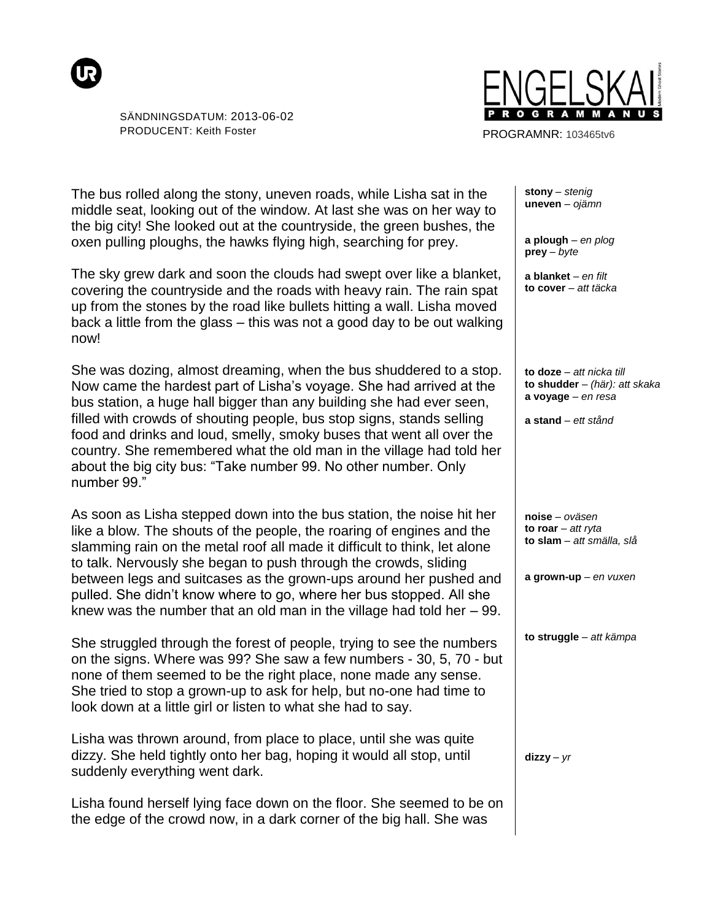SÄNDNINGSDATUM: 2013-06-02
PRODUCENT: Keith Foster

PROGRAMNR: 103465tv6

The bus rolled along the stony, uneven roads, while Lisha sat in the middle seat, looking out of the window. At last she was on her way to the big city! She looked out at the countryside, the green bushes, the oxen pulling ploughs, the hawks flying high, searching for prey.

**stony** – *stenig*
**uneven** – *ojämn*
**a plough** – *en plog*
**prey** – *byte*

The sky grew dark and soon the clouds had swept over like a blanket, covering the countryside and the roads with heavy rain. The rain spat up from the stones by the road like bullets hitting a wall. Lisha moved back a little from the glass – this was not a good day to be out walking now!

**a blanket** – *en filt*
**to cover** – *att täcka*

She was dozing, almost dreaming, when the bus shuddered to a stop. Now came the hardest part of Lisha's voyage. She had arrived at the bus station, a huge hall bigger than any building she had ever seen, filled with crowds of shouting people, bus stop signs, stands selling food and drinks and loud, smelly, smoky buses that went all over the country. She remembered what the old man in the village had told her about the big city bus: "Take number 99. No other number. Only number 99."

**to doze** – *att nicka till*
**to shudder** – *(här): att skaka*
**a voyage** – *en resa*
**a stand** – *ett stånd*

As soon as Lisha stepped down into the bus station, the noise hit her like a blow. The shouts of the people, the roaring of engines and the slamming rain on the metal roof all made it difficult to think, let alone to talk. Nervously she began to push through the crowds, sliding between legs and suitcases as the grown-ups around her pushed and pulled. She didn't know where to go, where her bus stopped. All she knew was the number that an old man in the village had told her – 99.

**noise** – *oväsen*
**to roar** – *att ryta*
**to slam** – *att smälla, slå*
**a grown-up** – *en vuxen*

She struggled through the forest of people, trying to see the numbers on the signs. Where was 99? She saw a few numbers - 30, 5, 70 - but none of them seemed to be the right place, none made any sense. She tried to stop a grown-up to ask for help, but no-one had time to look down at a little girl or listen to what she had to say.

**to struggle** – *att kämpa*

Lisha was thrown around, from place to place, until she was quite dizzy. She held tightly onto her bag, hoping it would all stop, until suddenly everything went dark.

**dizzy** – *yr*

Lisha found herself lying face down on the floor. She seemed to be on the edge of the crowd now, in a dark corner of the big hall. She was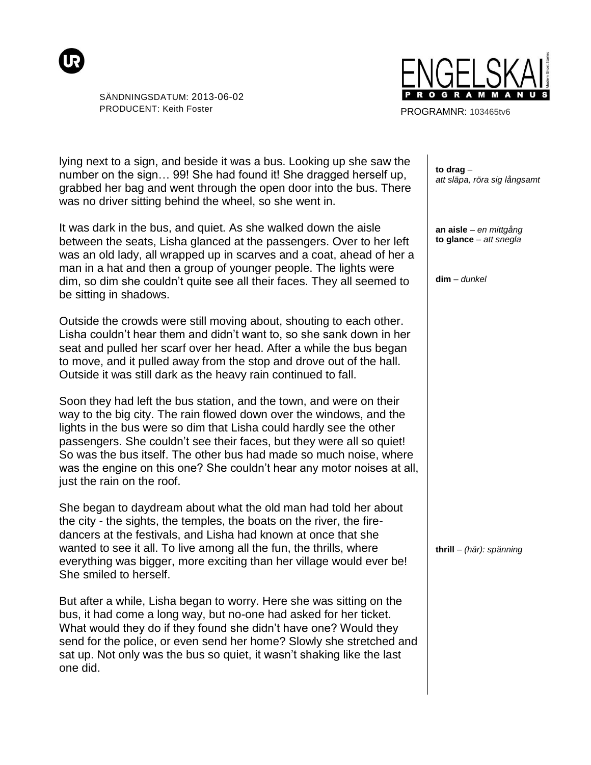lying next to a sign, and beside it was a bus. Looking up she saw the number on the sign… 99! She had found it! She dragged herself up, grabbed her bag and went through the open door into the bus. There was no driver sitting behind the wheel, so she went in.

> **to drag** – *att släpa, röra sig långsamt*

It was dark in the bus, and quiet. As she walked down the aisle between the seats, Lisha glanced at the passengers. Over to her left was an old lady, all wrapped up in scarves and a coat, ahead of her a man in a hat and then a group of younger people. The lights were dim, so dim she couldn't quite see all their faces. They all seemed to be sitting in shadows.

> **an aisle** – *en mittgång*
> **to glance** – *att snegla*
> **dim** – *dunkel*

Outside the crowds were still moving about, shouting to each other. Lisha couldn't hear them and didn't want to, so she sank down in her seat and pulled her scarf over her head. After a while the bus began to move, and it pulled away from the stop and drove out of the hall. Outside it was still dark as the heavy rain continued to fall.

Soon they had left the bus station, and the town, and were on their way to the big city. The rain flowed down over the windows, and the lights in the bus were so dim that Lisha could hardly see the other passengers. She couldn't see their faces, but they were all so quiet! So was the bus itself. The other bus had made so much noise, where was the engine on this one? She couldn't hear any motor noises at all, just the rain on the roof.

She began to daydream about what the old man had told her about the city - the sights, the temples, the boats on the river, the fire-dancers at the festivals, and Lisha had known at once that she wanted to see it all. To live among all the fun, the thrills, where everything was bigger, more exciting than her village would ever be! She smiled to herself.

> **thrill** – *(här): spänning*

But after a while, Lisha began to worry. Here she was sitting on the bus, it had come a long way, but no-one had asked for her ticket. What would they do if they found she didn't have one? Would they send for the police, or even send her home? Slowly she stretched and sat up. Not only was the bus so quiet, it wasn't shaking like the last one did.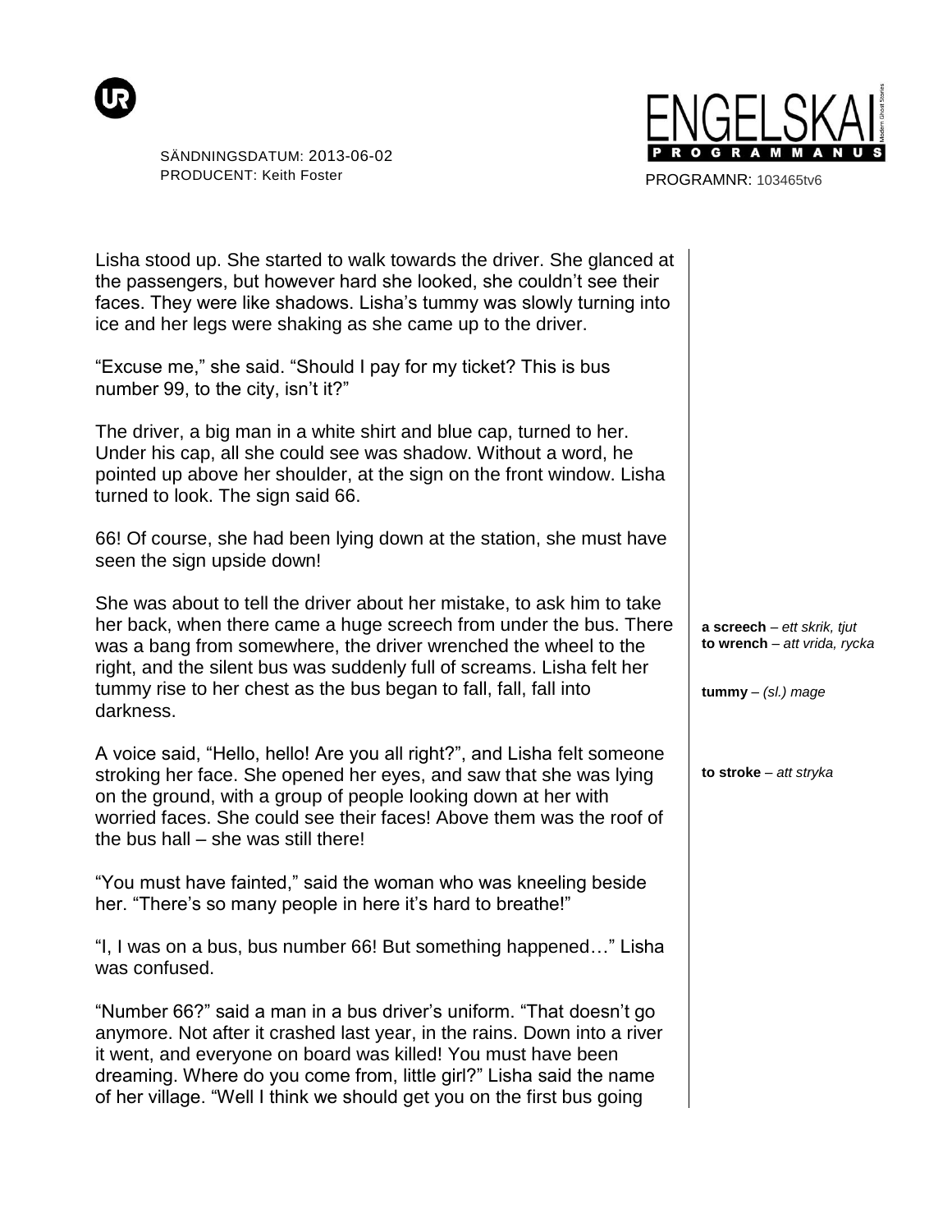Lisha stood up. She started to walk towards the driver. She glanced at the passengers, but however hard she looked, she couldn't see their faces. They were like shadows. Lisha's tummy was slowly turning into ice and her legs were shaking as she came up to the driver.

"Excuse me," she said. "Should I pay for my ticket? This is bus number 99, to the city, isn't it?"

The driver, a big man in a white shirt and blue cap, turned to her. Under his cap, all she could see was shadow. Without a word, he pointed up above her shoulder, at the sign on the front window. Lisha turned to look. The sign said 66.

66! Of course, she had been lying down at the station, she must have seen the sign upside down!

She was about to tell the driver about her mistake, to ask him to take her back, when there came a huge screech from under the bus. There was a bang from somewhere, the driver wrenched the wheel to the right, and the silent bus was suddenly full of screams. Lisha felt her tummy rise to her chest as the bus began to fall, fall, fall into darkness.

**a screech** – *ett skrik, tjut*
**to wrench** – *att vrida, rycka*

**tummy** – *(sl.) mage*

A voice said, "Hello, hello! Are you all right?", and Lisha felt someone stroking her face. She opened her eyes, and saw that she was lying on the ground, with a group of people looking down at her with worried faces. She could see their faces! Above them was the roof of the bus hall – she was still there!

**to stroke** – *att stryka*

"You must have fainted," said the woman who was kneeling beside her. "There's so many people in here it's hard to breathe!"

"I, I was on a bus, bus number 66! But something happened…" Lisha was confused.

"Number 66?" said a man in a bus driver's uniform. "That doesn't go anymore. Not after it crashed last year, in the rains. Down into a river it went, and everyone on board was killed! You must have been dreaming. Where do you come from, little girl?" Lisha said the name of her village. "Well I think we should get you on the first bus going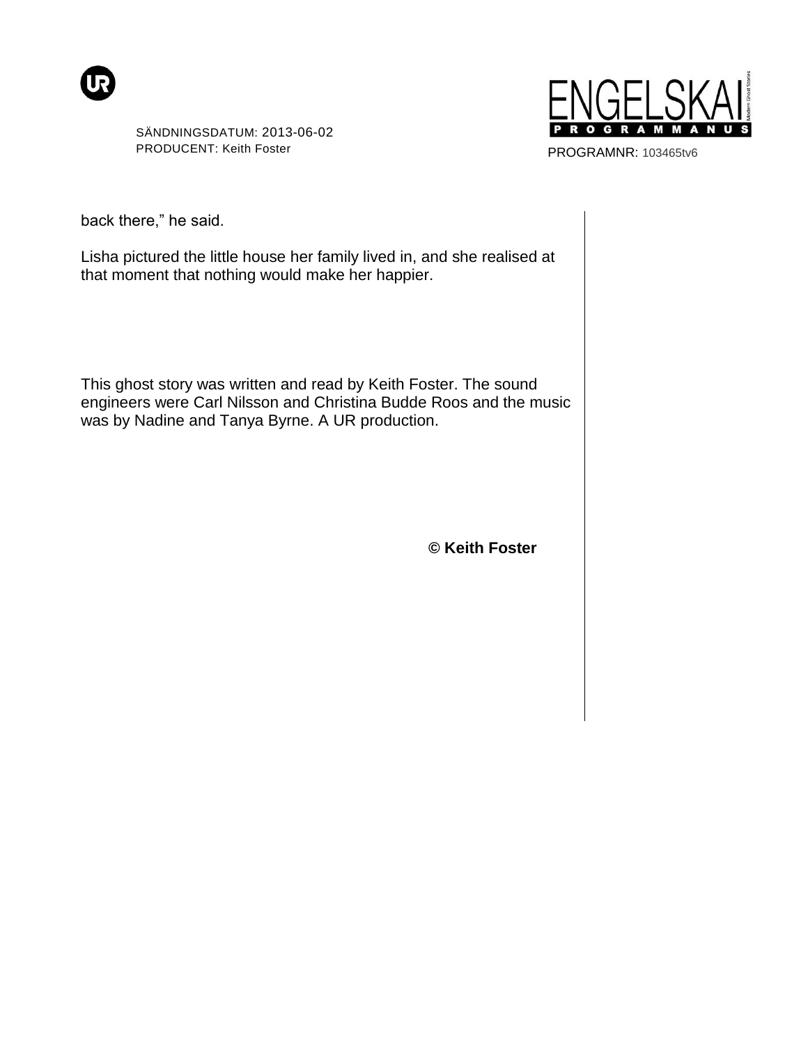back there," he said.

Lisha pictured the little house her family lived in, and she realised at that moment that nothing would make her happier.

This ghost story was written and read by Keith Foster. The sound engineers were Carl Nilsson and Christina Budde Roos and the music was by Nadine and Tanya Byrne. A UR production.

**© Keith Foster**